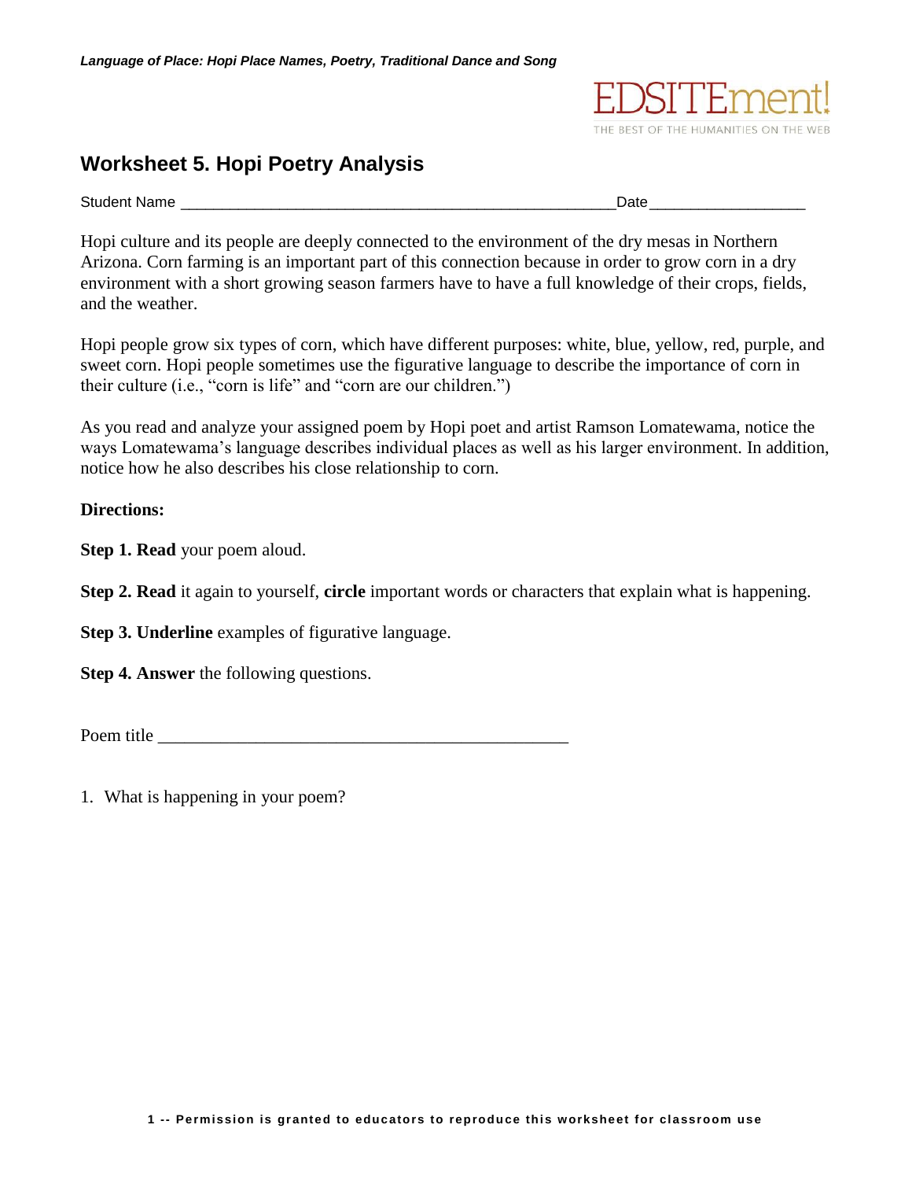# Worksheet 5. Hopi Poetry Analysis

Student Name ______________________________________________________ Date __________________

Hopi culture and its people are deeply connected to the environment of the dry mesas in Northern Arizona. Corn farming is an important part of this connection because in order to grow corn in a dry environment with a short growing season farmers have to have a full knowledge of their crops, fields, and the weather.

Hopi people grow six types of corn, which have different purposes: white, blue, yellow, red, purple, and sweet corn. Hopi people sometimes use the figurative language to describe the importance of corn in their culture (i.e., "corn is life" and "corn are our children.")

As you read and analyze your assigned poem by Hopi poet and artist Ramson Lomatewama, notice the ways Lomatewama's language describes individual places as well as his larger environment. In addition, notice how he also describes his close relationship to corn.

**Directions:**

**Step 1. Read** your poem aloud.

**Step 2. Read** it again to yourself, **circle** important words or characters that explain what is happening.

**Step 3. Underline** examples of figurative language.

**Step 4. Answer** the following questions.

Poem title _______________________________________________

1. What is happening in your poem?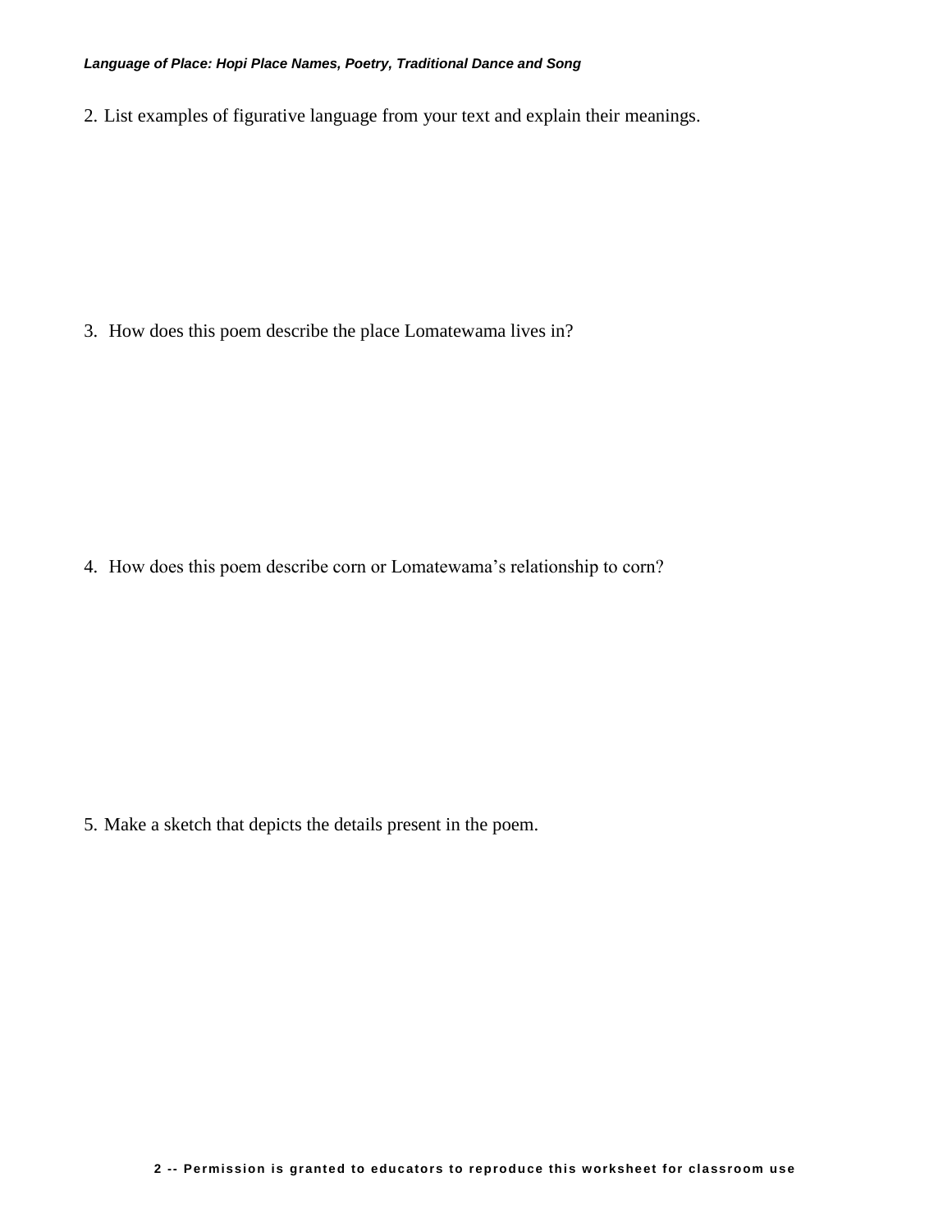2. List examples of figurative language from your text and explain their meanings.

3. How does this poem describe the place Lomatewama lives in?

4. How does this poem describe corn or Lomatewama's relationship to corn?

5. Make a sketch that depicts the details present in the poem.

Permission is granted to educators to reproduce this worksheet for classroom use